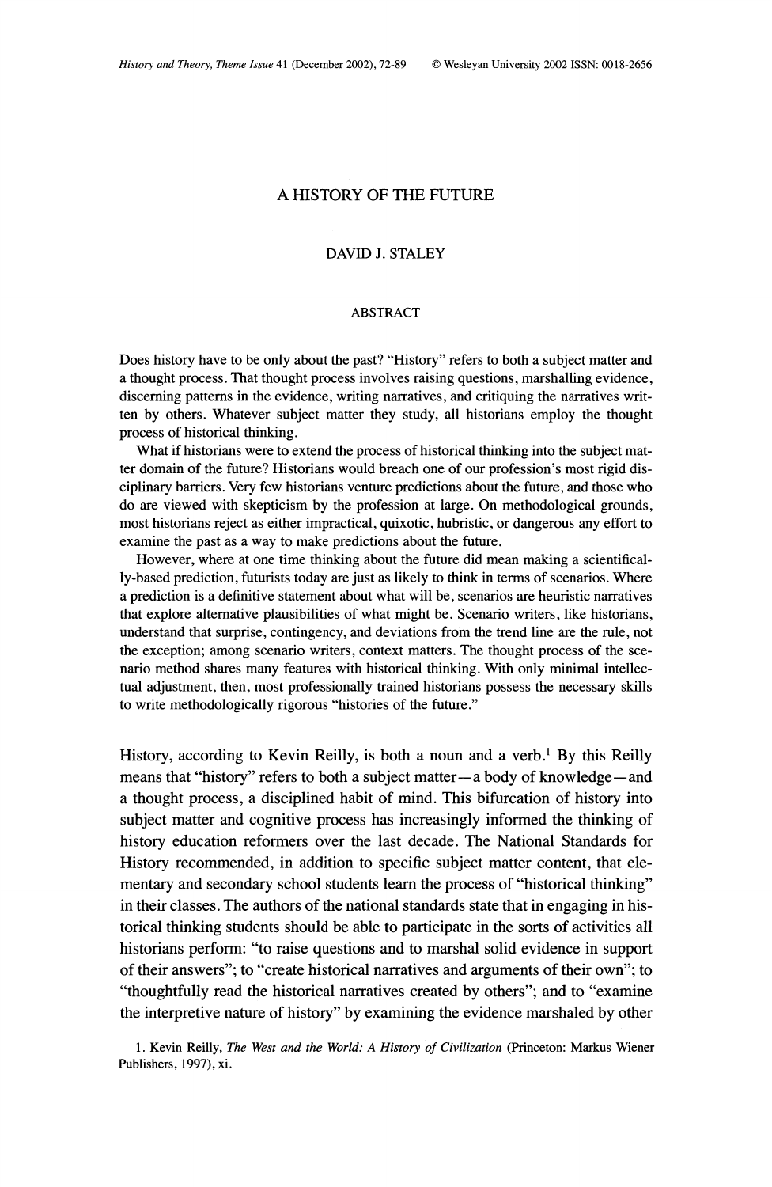# A HISTORY OF THE FUTURE

DAVID J. STALEY

## ABSTRACT

Does history have to be only about the past? "History" refers to both a subject matter and a thought process. That thought process involves raising questions, marshalling evidence, discerning patterns in the evidence, writing narratives, and critiquing the narratives written by others. Whatever subject matter they study, all historians employ the thought process of historical thinking.

What if historians were to extend the process of historical thinking into the subject matter domain of the future? Historians would breach one of our profession's most rigid disciplinary barriers. Very few historians venture predictions about the future, and those who do are viewed with skepticism by the profession at large. On methodological grounds, most historians reject as either impractical, quixotic, hubristic, or dangerous any effort to examine the past as a way to make predictions about the future.

However, where at one time thinking about the future did mean making a scientifically-based prediction, futurists today are just as likely to think in terms of scenarios. Where a prediction is a definitive statement about what will be, scenarios are heuristic narratives that explore alternative plausibilities of what might be. Scenario writers, like historians, understand that surprise, contingency, and deviations from the trend line are the rule, not the exception; among scenario writers, context matters. The thought process of the scenario method shares many features with historical thinking. With only minimal intellectual adjustment, then, most professionally trained historians possess the necessary skills to write methodologically rigorous "histories of the future."

History, according to Kevin Reilly, is both a noun and a verb.[1] By this Reilly means that "history" refers to both a subject matter—a body of knowledge—and a thought process, a disciplined habit of mind. This bifurcation of history into subject matter and cognitive process has increasingly informed the thinking of history education reformers over the last decade. The National Standards for History recommended, in addition to specific subject matter content, that elementary and secondary school students learn the process of "historical thinking" in their classes. The authors of the national standards state that in engaging in historical thinking students should be able to participate in the sorts of activities all historians perform: "to raise questions and to marshal solid evidence in support of their answers"; to "create historical narratives and arguments of their own"; to "thoughtfully read the historical narratives created by others"; and to "examine the interpretive nature of history" by examining the evidence marshaled by other

1. Kevin Reilly, *The West and the World: A History of Civilization* (Princeton: Markus Wiener Publishers, 1997), xi.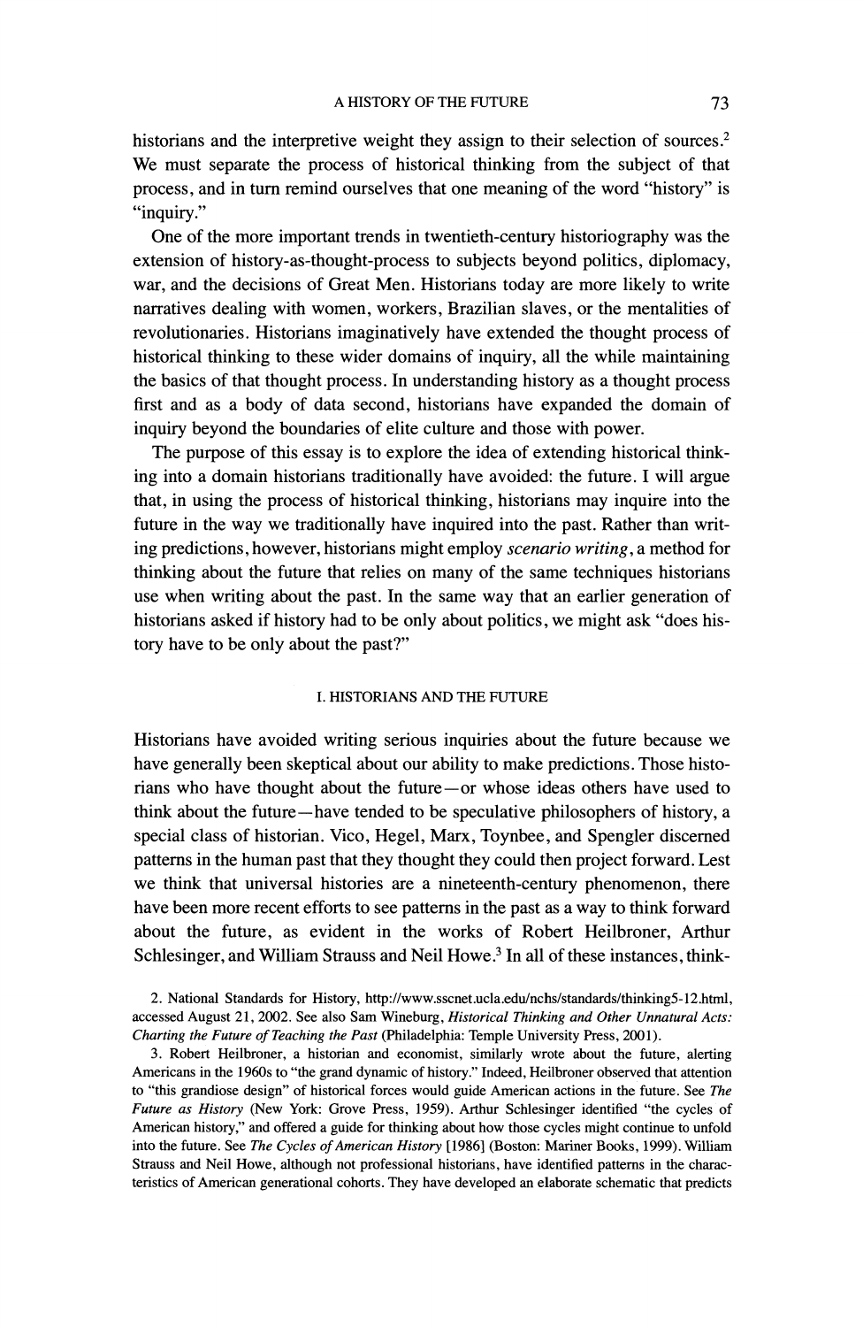historians and the interpretive weight they assign to their selection of sources.[2] We must separate the process of historical thinking from the subject of that process, and in turn remind ourselves that one meaning of the word "history" is "inquiry."

One of the more important trends in twentieth-century historiography was the extension of history-as-thought-process to subjects beyond politics, diplomacy, war, and the decisions of Great Men. Historians today are more likely to write narratives dealing with women, workers, Brazilian slaves, or the mentalities of revolutionaries. Historians imaginatively have extended the thought process of historical thinking to these wider domains of inquiry, all the while maintaining the basics of that thought process. In understanding history as a thought process first and as a body of data second, historians have expanded the domain of inquiry beyond the boundaries of elite culture and those with power.

The purpose of this essay is to explore the idea of extending historical thinking into a domain historians traditionally have avoided: the future. I will argue that, in using the process of historical thinking, historians may inquire into the future in the way we traditionally have inquired into the past. Rather than writing predictions, however, historians might employ *scenario writing*, a method for thinking about the future that relies on many of the same techniques historians use when writing about the past. In the same way that an earlier generation of historians asked if history had to be only about politics, we might ask "does history have to be only about the past?"

## I. HISTORIANS AND THE FUTURE

Historians have avoided writing serious inquiries about the future because we have generally been skeptical about our ability to make predictions. Those historians who have thought about the future—or whose ideas others have used to think about the future—have tended to be speculative philosophers of history, a special class of historian. Vico, Hegel, Marx, Toynbee, and Spengler discerned patterns in the human past that they thought they could then project forward. Lest we think that universal histories are a nineteenth-century phenomenon, there have been more recent efforts to see patterns in the past as a way to think forward about the future, as evident in the works of Robert Heilbroner, Arthur Schlesinger, and William Strauss and Neil Howe.[3] In all of these instances, think-

2. National Standards for History, http://www.sscnet.ucla.edu/nchs/standards/thinking5-12.html, accessed August 21, 2002. See also Sam Wineburg, *Historical Thinking and Other Unnatural Acts: Charting the Future of Teaching the Past* (Philadelphia: Temple University Press, 2001).

3. Robert Heilbroner, a historian and economist, similarly wrote about the future, alerting Americans in the 1960s to "the grand dynamic of history." Indeed, Heilbroner observed that attention to "this grandiose design" of historical forces would guide American actions in the future. See *The Future as History* (New York: Grove Press, 1959). Arthur Schlesinger identified "the cycles of American history," and offered a guide for thinking about how those cycles might continue to unfold into the future. See *The Cycles of American History* [1986] (Boston: Mariner Books, 1999). William Strauss and Neil Howe, although not professional historians, have identified patterns in the characteristics of American generational cohorts. They have developed an elaborate schematic that predicts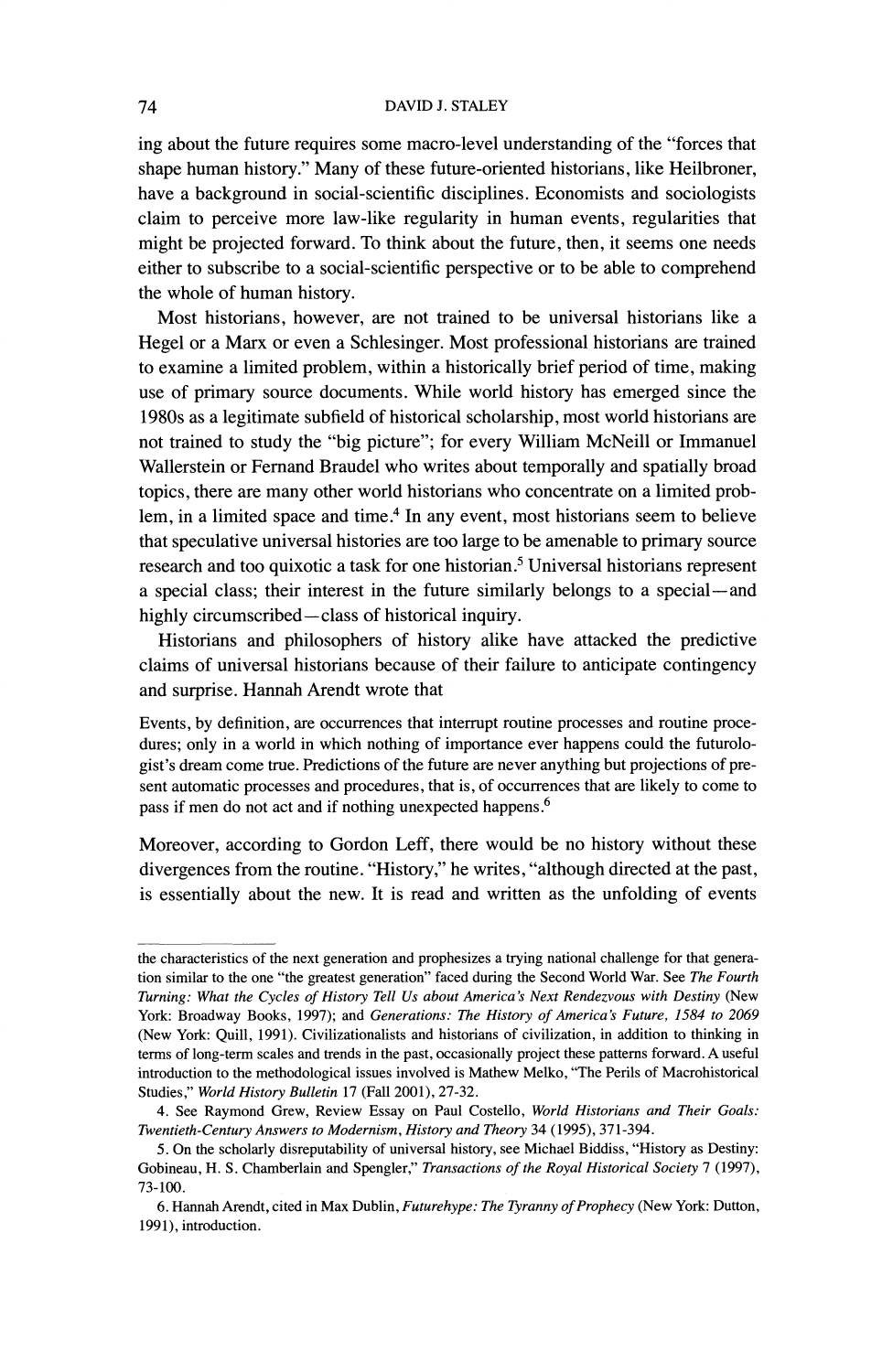ing about the future requires some macro-level understanding of the "forces that shape human history." Many of these future-oriented historians, like Heilbroner, have a background in social-scientific disciplines. Economists and sociologists claim to perceive more law-like regularity in human events, regularities that might be projected forward. To think about the future, then, it seems one needs either to subscribe to a social-scientific perspective or to be able to comprehend the whole of human history.

Most historians, however, are not trained to be universal historians like a Hegel or a Marx or even a Schlesinger. Most professional historians are trained to examine a limited problem, within a historically brief period of time, making use of primary source documents. While world history has emerged since the 1980s as a legitimate subfield of historical scholarship, most world historians are not trained to study the "big picture"; for every William McNeill or Immanuel Wallerstein or Fernand Braudel who writes about temporally and spatially broad topics, there are many other world historians who concentrate on a limited problem, in a limited space and time.[4] In any event, most historians seem to believe that speculative universal histories are too large to be amenable to primary source research and too quixotic a task for one historian.[5] Universal historians represent a special class; their interest in the future similarly belongs to a special—and highly circumscribed—class of historical inquiry.

Historians and philosophers of history alike have attacked the predictive claims of universal historians because of their failure to anticipate contingency and surprise. Hannah Arendt wrote that

> Events, by definition, are occurrences that interrupt routine processes and routine procedures; only in a world in which nothing of importance ever happens could the futurologist's dream come true. Predictions of the future are never anything but projections of present automatic processes and procedures, that is, of occurrences that are likely to come to pass if men do not act and if nothing unexpected happens.[6]

Moreover, according to Gordon Leff, there would be no history without these divergences from the routine. "History," he writes, "although directed at the past, is essentially about the new. It is read and written as the unfolding of events

---

the characteristics of the next generation and prophesizes a trying national challenge for that generation similar to the one "the greatest generation" faced during the Second World War. See *The Fourth Turning: What the Cycles of History Tell Us about America's Next Rendezvous with Destiny* (New York: Broadway Books, 1997); and *Generations: The History of America's Future, 1584 to 2069* (New York: Quill, 1991). Civilizationalists and historians of civilization, in addition to thinking in terms of long-term scales and trends in the past, occasionally project these patterns forward. A useful introduction to the methodological issues involved is Mathew Melko, "The Perils of Macrohistorical Studies," *World History Bulletin* 17 (Fall 2001), 27-32.

4. See Raymond Grew, Review Essay on Paul Costello, *World Historians and Their Goals: Twentieth-Century Answers to Modernism*, *History and Theory* 34 (1995), 371-394.

5. On the scholarly disreputability of universal history, see Michael Biddiss, "History as Destiny: Gobineau, H. S. Chamberlain and Spengler," *Transactions of the Royal Historical Society* 7 (1997), 73-100.

6. Hannah Arendt, cited in Max Dublin, *Futurehype: The Tyranny of Prophecy* (New York: Dutton, 1991), introduction.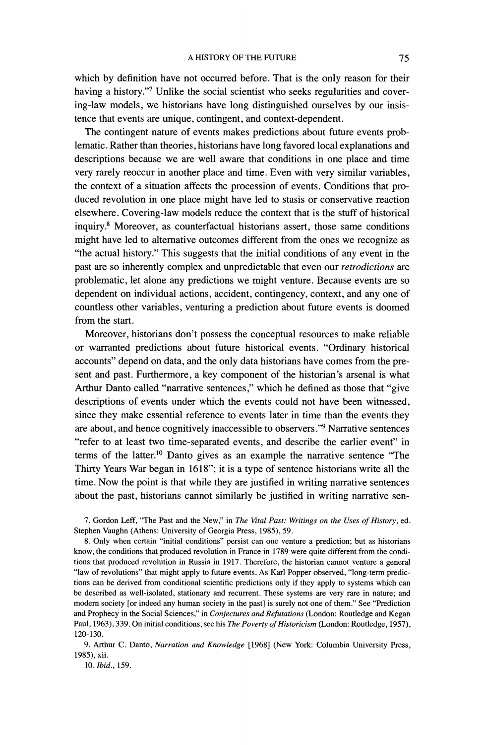which by definition have not occurred before. That is the only reason for their having a history."[7] Unlike the social scientist who seeks regularities and covering-law models, we historians have long distinguished ourselves by our insistence that events are unique, contingent, and context-dependent.

The contingent nature of events makes predictions about future events problematic. Rather than theories, historians have long favored local explanations and descriptions because we are well aware that conditions in one place and time very rarely reoccur in another place and time. Even with very similar variables, the context of a situation affects the procession of events. Conditions that produced revolution in one place might have led to stasis or conservative reaction elsewhere. Covering-law models reduce the context that is the stuff of historical inquiry.[8] Moreover, as counterfactual historians assert, those same conditions might have led to alternative outcomes different from the ones we recognize as "the actual history." This suggests that the initial conditions of any event in the past are so inherently complex and unpredictable that even our *retrodictions* are problematic, let alone any predictions we might venture. Because events are so dependent on individual actions, accident, contingency, context, and any one of countless other variables, venturing a prediction about future events is doomed from the start.

Moreover, historians don't possess the conceptual resources to make reliable or warranted predictions about future historical events. "Ordinary historical accounts" depend on data, and the only data historians have comes from the present and past. Furthermore, a key component of the historian's arsenal is what Arthur Danto called "narrative sentences," which he defined as those that "give descriptions of events under which the events could not have been witnessed, since they make essential reference to events later in time than the events they are about, and hence cognitively inaccessible to observers."[9] Narrative sentences "refer to at least two time-separated events, and describe the earlier event" in terms of the latter.[10] Danto gives as an example the narrative sentence "The Thirty Years War began in 1618"; it is a type of sentence historians write all the time. Now the point is that while they are justified in writing narrative sentences about the past, historians cannot similarly be justified in writing narrative sen-

7. Gordon Leff, "The Past and the New," in *The Vital Past: Writings on the Uses of History*, ed. Stephen Vaughn (Athens: University of Georgia Press, 1985), 59.

8. Only when certain "initial conditions" persist can one venture a prediction; but as historians know, the conditions that produced revolution in France in 1789 were quite different from the conditions that produced revolution in Russia in 1917. Therefore, the historian cannot venture a general "law of revolutions" that might apply to future events. As Karl Popper observed, "long-term predictions can be derived from conditional scientific predictions only if they apply to systems which can be described as well-isolated, stationary and recurrent. These systems are very rare in nature; and modern society [or indeed any human society in the past] is surely not one of them." See "Prediction and Prophecy in the Social Sciences," in *Conjectures and Refutations* (London: Routledge and Kegan Paul, 1963), 339. On initial conditions, see his *The Poverty of Historicism* (London: Routledge, 1957), 120-130.

9. Arthur C. Danto, *Narration and Knowledge* [1968] (New York: Columbia University Press, 1985), xii.

10. *Ibid.*, 159.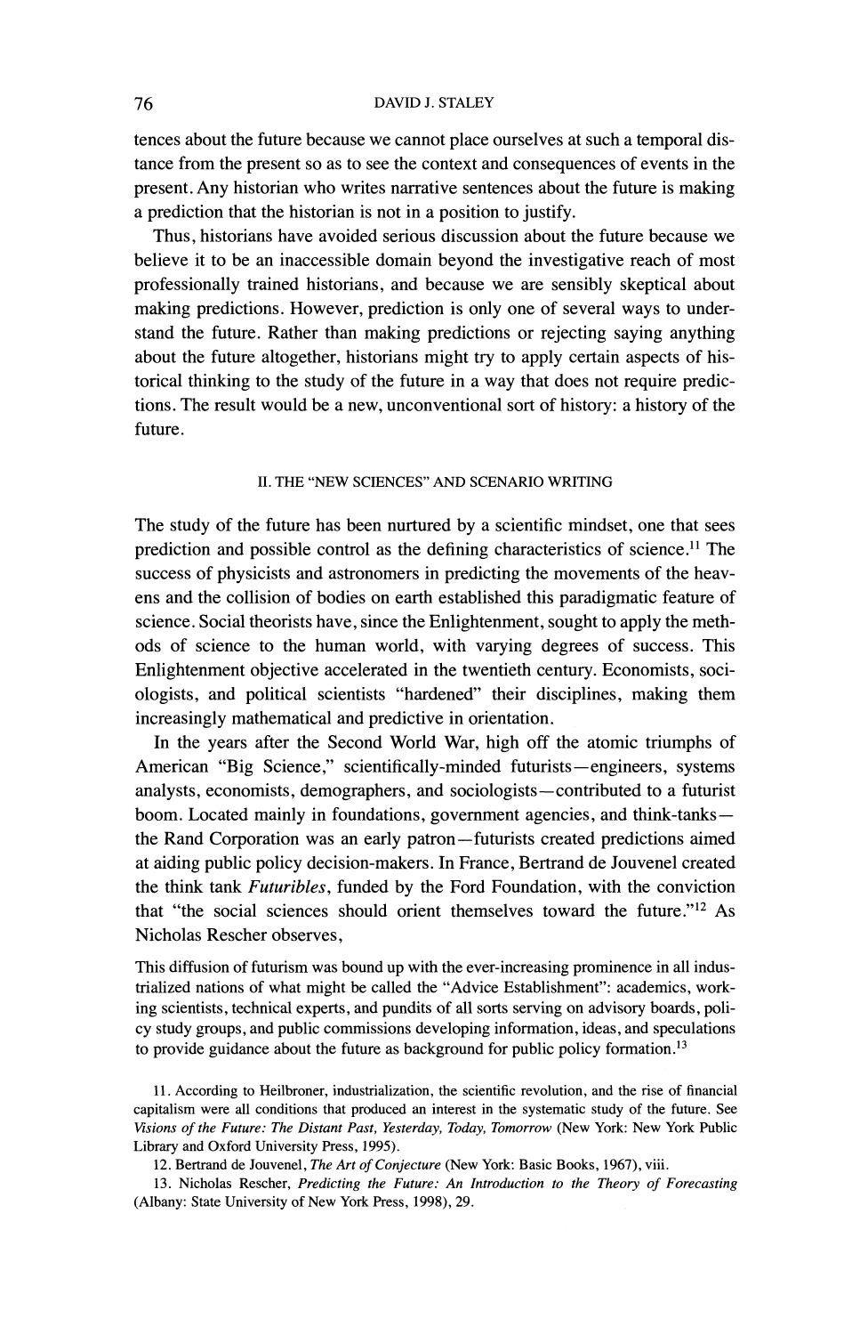tences about the future because we cannot place ourselves at such a temporal distance from the present so as to see the context and consequences of events in the present. Any historian who writes narrative sentences about the future is making a prediction that the historian is not in a position to justify.

Thus, historians have avoided serious discussion about the future because we believe it to be an inaccessible domain beyond the investigative reach of most professionally trained historians, and because we are sensibly skeptical about making predictions. However, prediction is only one of several ways to understand the future. Rather than making predictions or rejecting saying anything about the future altogether, historians might try to apply certain aspects of historical thinking to the study of the future in a way that does not require predictions. The result would be a new, unconventional sort of history: a history of the future.

## II. THE "NEW SCIENCES" AND SCENARIO WRITING

The study of the future has been nurtured by a scientific mindset, one that sees prediction and possible control as the defining characteristics of science.[11] The success of physicists and astronomers in predicting the movements of the heavens and the collision of bodies on earth established this paradigmatic feature of science. Social theorists have, since the Enlightenment, sought to apply the methods of science to the human world, with varying degrees of success. This Enlightenment objective accelerated in the twentieth century. Economists, sociologists, and political scientists "hardened" their disciplines, making them increasingly mathematical and predictive in orientation.

In the years after the Second World War, high off the atomic triumphs of American "Big Science," scientifically-minded futurists—engineers, systems analysts, economists, demographers, and sociologists—contributed to a futurist boom. Located mainly in foundations, government agencies, and think-tanks—the Rand Corporation was an early patron—futurists created predictions aimed at aiding public policy decision-makers. In France, Bertrand de Jouvenel created the think tank *Futuribles*, funded by the Ford Foundation, with the conviction that "the social sciences should orient themselves toward the future."[12] As Nicholas Rescher observes,

> This diffusion of futurism was bound up with the ever-increasing prominence in all industrialized nations of what might be called the "Advice Establishment": academics, working scientists, technical experts, and pundits of all sorts serving on advisory boards, policy study groups, and public commissions developing information, ideas, and speculations to provide guidance about the future as background for public policy formation.[13]

11. According to Heilbroner, industrialization, the scientific revolution, and the rise of financial capitalism were all conditions that produced an interest in the systematic study of the future. See *Visions of the Future: The Distant Past, Yesterday, Today, Tomorrow* (New York: New York Public Library and Oxford University Press, 1995).

12. Bertrand de Jouvenel, *The Art of Conjecture* (New York: Basic Books, 1967), viii.

13. Nicholas Rescher, *Predicting the Future: An Introduction to the Theory of Forecasting* (Albany: State University of New York Press, 1998), 29.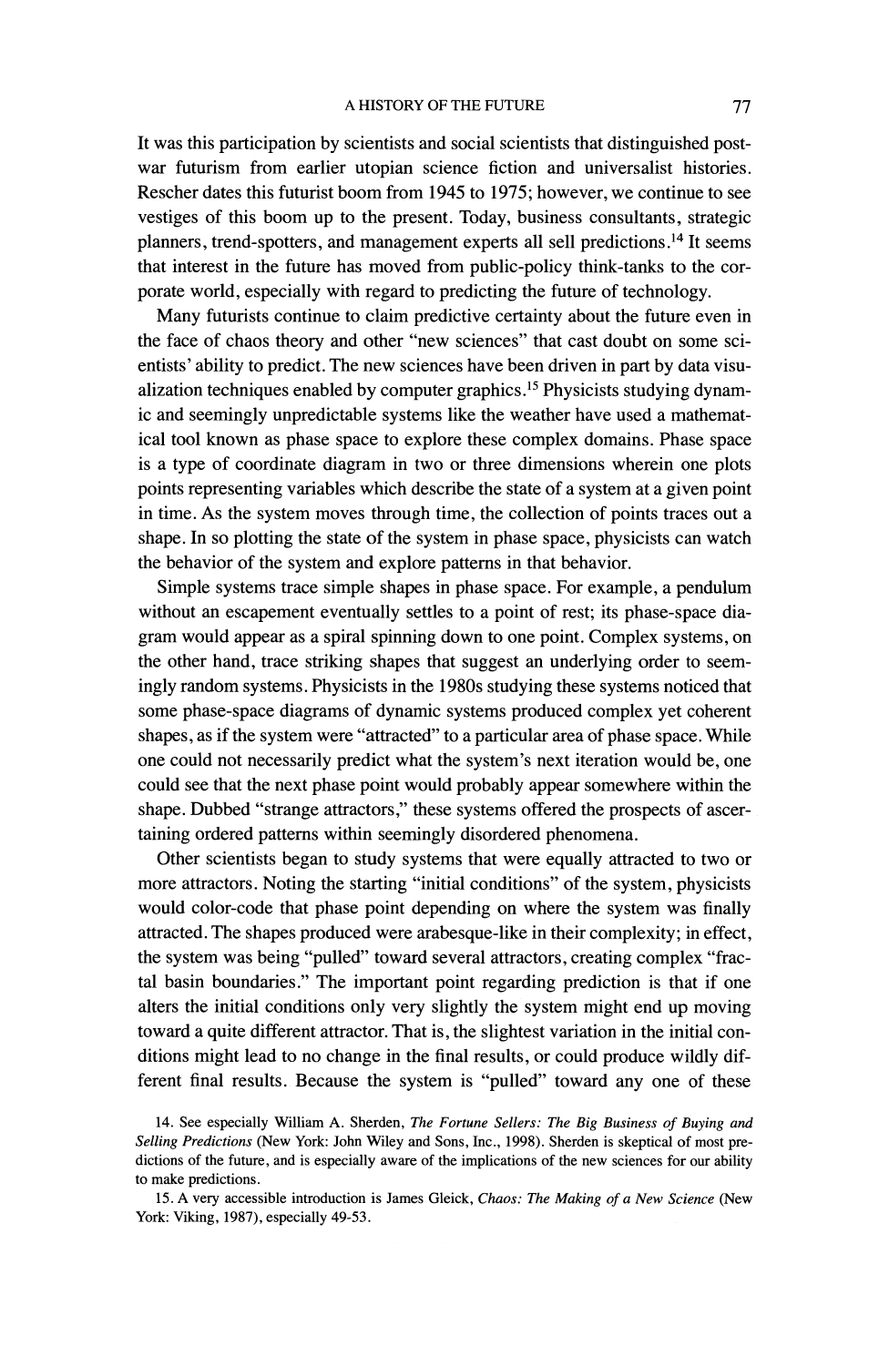It was this participation by scientists and social scientists that distinguished post-war futurism from earlier utopian science fiction and universalist histories. Rescher dates this futurist boom from 1945 to 1975; however, we continue to see vestiges of this boom up to the present. Today, business consultants, strategic planners, trend-spotters, and management experts all sell predictions.[14] It seems that interest in the future has moved from public-policy think-tanks to the corporate world, especially with regard to predicting the future of technology.

Many futurists continue to claim predictive certainty about the future even in the face of chaos theory and other "new sciences" that cast doubt on some scientists' ability to predict. The new sciences have been driven in part by data visualization techniques enabled by computer graphics.[15] Physicists studying dynamic and seemingly unpredictable systems like the weather have used a mathematical tool known as phase space to explore these complex domains. Phase space is a type of coordinate diagram in two or three dimensions wherein one plots points representing variables which describe the state of a system at a given point in time. As the system moves through time, the collection of points traces out a shape. In so plotting the state of the system in phase space, physicists can watch the behavior of the system and explore patterns in that behavior.

Simple systems trace simple shapes in phase space. For example, a pendulum without an escapement eventually settles to a point of rest; its phase-space diagram would appear as a spiral spinning down to one point. Complex systems, on the other hand, trace striking shapes that suggest an underlying order to seemingly random systems. Physicists in the 1980s studying these systems noticed that some phase-space diagrams of dynamic systems produced complex yet coherent shapes, as if the system were "attracted" to a particular area of phase space. While one could not necessarily predict what the system's next iteration would be, one could see that the next phase point would probably appear somewhere within the shape. Dubbed "strange attractors," these systems offered the prospects of ascertaining ordered patterns within seemingly disordered phenomena.

Other scientists began to study systems that were equally attracted to two or more attractors. Noting the starting "initial conditions" of the system, physicists would color-code that phase point depending on where the system was finally attracted. The shapes produced were arabesque-like in their complexity; in effect, the system was being "pulled" toward several attractors, creating complex "fractal basin boundaries." The important point regarding prediction is that if one alters the initial conditions only very slightly the system might end up moving toward a quite different attractor. That is, the slightest variation in the initial conditions might lead to no change in the final results, or could produce wildly different final results. Because the system is "pulled" toward any one of these

14. See especially William A. Sherden, *The Fortune Sellers: The Big Business of Buying and Selling Predictions* (New York: John Wiley and Sons, Inc., 1998). Sherden is skeptical of most predictions of the future, and is especially aware of the implications of the new sciences for our ability to make predictions.

15. A very accessible introduction is James Gleick, *Chaos: The Making of a New Science* (New York: Viking, 1987), especially 49-53.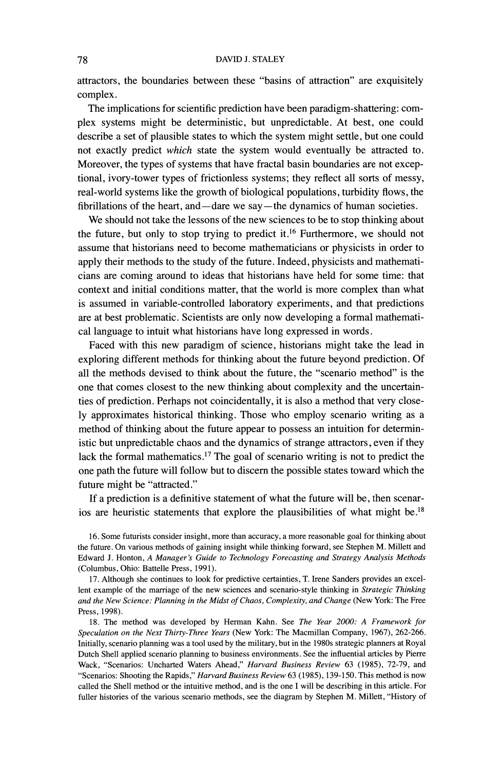attractors, the boundaries between these "basins of attraction" are exquisitely complex.

The implications for scientific prediction have been paradigm-shattering: complex systems might be deterministic, but unpredictable. At best, one could describe a set of plausible states to which the system might settle, but one could not exactly predict *which* state the system would eventually be attracted to. Moreover, the types of systems that have fractal basin boundaries are not exceptional, ivory-tower types of frictionless systems; they reflect all sorts of messy, real-world systems like the growth of biological populations, turbidity flows, the fibrillations of the heart, and—dare we say—the dynamics of human societies.

We should not take the lessons of the new sciences to be to stop thinking about the future, but only to stop trying to predict it.[16] Furthermore, we should not assume that historians need to become mathematicians or physicists in order to apply their methods to the study of the future. Indeed, physicists and mathematicians are coming around to ideas that historians have held for some time: that context and initial conditions matter, that the world is more complex than what is assumed in variable-controlled laboratory experiments, and that predictions are at best problematic. Scientists are only now developing a formal mathematical language to intuit what historians have long expressed in words.

Faced with this new paradigm of science, historians might take the lead in exploring different methods for thinking about the future beyond prediction. Of all the methods devised to think about the future, the "scenario method" is the one that comes closest to the new thinking about complexity and the uncertainties of prediction. Perhaps not coincidentally, it is also a method that very closely approximates historical thinking. Those who employ scenario writing as a method of thinking about the future appear to possess an intuition for deterministic but unpredictable chaos and the dynamics of strange attractors, even if they lack the formal mathematics.[17] The goal of scenario writing is not to predict the one path the future will follow but to discern the possible states toward which the future might be "attracted."

If a prediction is a definitive statement of what the future will be, then scenarios are heuristic statements that explore the plausibilities of what might be.[18]

16. Some futurists consider insight, more than accuracy, a more reasonable goal for thinking about the future. On various methods of gaining insight while thinking forward, see Stephen M. Millett and Edward J. Honton, *A Manager's Guide to Technology Forecasting and Strategy Analysis Methods* (Columbus, Ohio: Battelle Press, 1991).

17. Although she continues to look for predictive certainties, T. Irene Sanders provides an excellent example of the marriage of the new sciences and scenario-style thinking in *Strategic Thinking and the New Science: Planning in the Midst of Chaos, Complexity, and Change* (New York: The Free Press, 1998).

18. The method was developed by Herman Kahn. See *The Year 2000: A Framework for Speculation on the Next Thirty-Three Years* (New York: The Macmillan Company, 1967), 262-266. Initially, scenario planning was a tool used by the military, but in the 1980s strategic planners at Royal Dutch Shell applied scenario planning to business environments. See the influential articles by Pierre Wack, "Scenarios: Uncharted Waters Ahead," *Harvard Business Review* 63 (1985), 72-79, and "Scenarios: Shooting the Rapids," *Harvard Business Review* 63 (1985), 139-150. This method is now called the Shell method or the intuitive method, and is the one I will be describing in this article. For fuller histories of the various scenario methods, see the diagram by Stephen M. Millett, "History of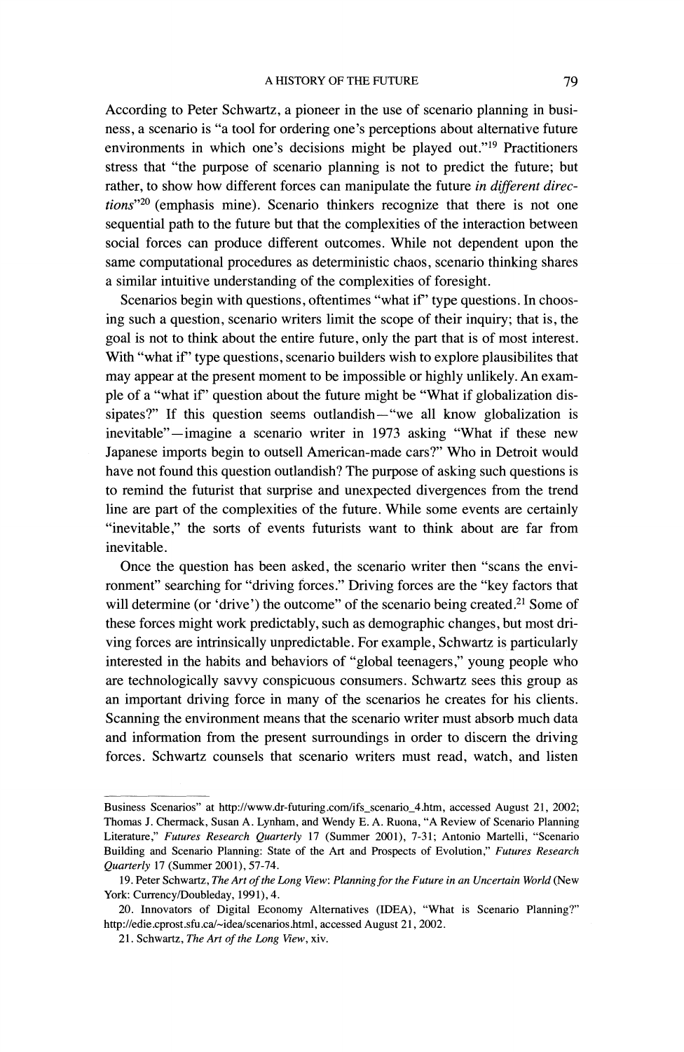According to Peter Schwartz, a pioneer in the use of scenario planning in business, a scenario is "a tool for ordering one's perceptions about alternative future environments in which one's decisions might be played out."[19] Practitioners stress that "the purpose of scenario planning is not to predict the future; but rather, to show how different forces can manipulate the future *in different directions*"[20] (emphasis mine). Scenario thinkers recognize that there is not one sequential path to the future but that the complexities of the interaction between social forces can produce different outcomes. While not dependent upon the same computational procedures as deterministic chaos, scenario thinking shares a similar intuitive understanding of the complexities of foresight.

Scenarios begin with questions, oftentimes "what if" type questions. In choosing such a question, scenario writers limit the scope of their inquiry; that is, the goal is not to think about the entire future, only the part that is of most interest. With "what if" type questions, scenario builders wish to explore plausibilites that may appear at the present moment to be impossible or highly unlikely. An example of a "what if" question about the future might be "What if globalization dissipates?" If this question seems outlandish—"we all know globalization is inevitable"—imagine a scenario writer in 1973 asking "What if these new Japanese imports begin to outsell American-made cars?" Who in Detroit would have not found this question outlandish? The purpose of asking such questions is to remind the futurist that surprise and unexpected divergences from the trend line are part of the complexities of the future. While some events are certainly "inevitable," the sorts of events futurists want to think about are far from inevitable.

Once the question has been asked, the scenario writer then "scans the environment" searching for "driving forces." Driving forces are the "key factors that will determine (or 'drive') the outcome" of the scenario being created.[21] Some of these forces might work predictably, such as demographic changes, but most driving forces are intrinsically unpredictable. For example, Schwartz is particularly interested in the habits and behaviors of "global teenagers," young people who are technologically savvy conspicuous consumers. Schwartz sees this group as an important driving force in many of the scenarios he creates for his clients. Scanning the environment means that the scenario writer must absorb much data and information from the present surroundings in order to discern the driving forces. Schwartz counsels that scenario writers must read, watch, and listen

---

Business Scenarios" at http://www.dr-futuring.com/ifs_scenario_4.htm, accessed August 21, 2002; Thomas J. Chermack, Susan A. Lynham, and Wendy E. A. Ruona, "A Review of Scenario Planning Literature," *Futures Research Quarterly* 17 (Summer 2001), 7-31; Antonio Martelli, "Scenario Building and Scenario Planning: State of the Art and Prospects of Evolution," *Futures Research Quarterly* 17 (Summer 2001), 57-74.

19. Peter Schwartz, *The Art of the Long View: Planning for the Future in an Uncertain World* (New York: Currency/Doubleday, 1991), 4.

20. Innovators of Digital Economy Alternatives (IDEA), "What is Scenario Planning?" http://edie.cprost.sfu.ca/~idea/scenarios.html, accessed August 21, 2002.

21. Schwartz, *The Art of the Long View*, xiv.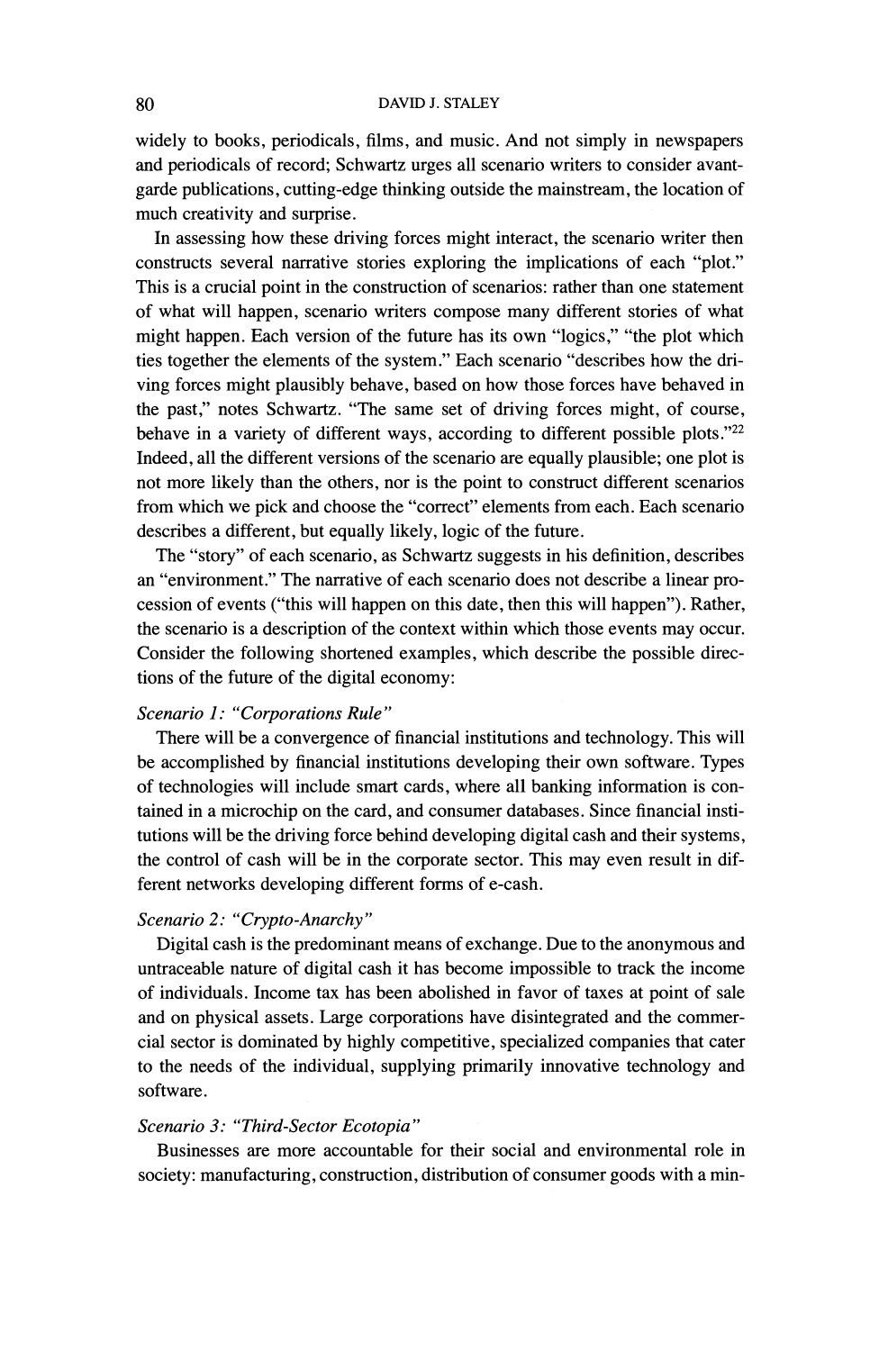widely to books, periodicals, films, and music. And not simply in newspapers and periodicals of record; Schwartz urges all scenario writers to consider avant-garde publications, cutting-edge thinking outside the mainstream, the location of much creativity and surprise.

In assessing how these driving forces might interact, the scenario writer then constructs several narrative stories exploring the implications of each "plot." This is a crucial point in the construction of scenarios: rather than one statement of what will happen, scenario writers compose many different stories of what might happen. Each version of the future has its own "logics," "the plot which ties together the elements of the system." Each scenario "describes how the driving forces might plausibly behave, based on how those forces have behaved in the past," notes Schwartz. "The same set of driving forces might, of course, behave in a variety of different ways, according to different possible plots."[22] Indeed, all the different versions of the scenario are equally plausible; one plot is not more likely than the others, nor is the point to construct different scenarios from which we pick and choose the "correct" elements from each. Each scenario describes a different, but equally likely, logic of the future.

The "story" of each scenario, as Schwartz suggests in his definition, describes an "environment." The narrative of each scenario does not describe a linear procession of events ("this will happen on this date, then this will happen"). Rather, the scenario is a description of the context within which those events may occur. Consider the following shortened examples, which describe the possible directions of the future of the digital economy:

*Scenario 1: "Corporations Rule"*

There will be a convergence of financial institutions and technology. This will be accomplished by financial institutions developing their own software. Types of technologies will include smart cards, where all banking information is contained in a microchip on the card, and consumer databases. Since financial institutions will be the driving force behind developing digital cash and their systems, the control of cash will be in the corporate sector. This may even result in different networks developing different forms of e-cash.

*Scenario 2: "Crypto-Anarchy"*

Digital cash is the predominant means of exchange. Due to the anonymous and untraceable nature of digital cash it has become impossible to track the income of individuals. Income tax has been abolished in favor of taxes at point of sale and on physical assets. Large corporations have disintegrated and the commercial sector is dominated by highly competitive, specialized companies that cater to the needs of the individual, supplying primarily innovative technology and software.

*Scenario 3: "Third-Sector Ecotopia"*

Businesses are more accountable for their social and environmental role in society: manufacturing, construction, distribution of consumer goods with a min-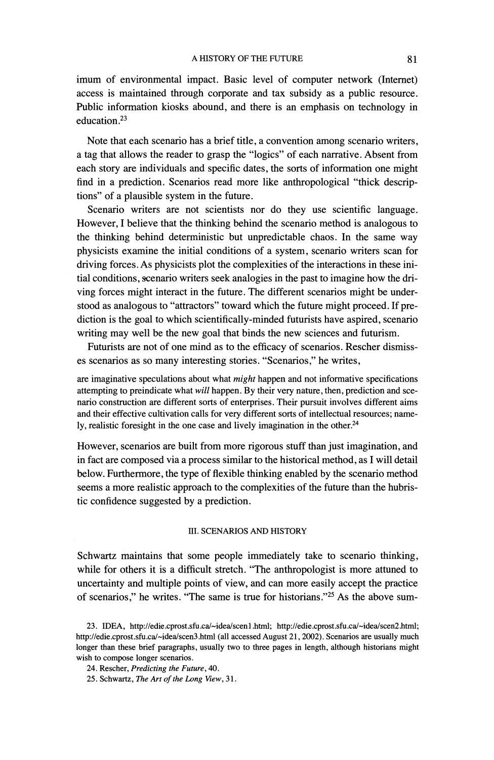imum of environmental impact. Basic level of computer network (Internet) access is maintained through corporate and tax subsidy as a public resource. Public information kiosks abound, and there is an emphasis on technology in education.[23]

Note that each scenario has a brief title, a convention among scenario writers, a tag that allows the reader to grasp the "logics" of each narrative. Absent from each story are individuals and specific dates, the sorts of information one might find in a prediction. Scenarios read more like anthropological "thick descriptions" of a plausible system in the future.

Scenario writers are not scientists nor do they use scientific language. However, I believe that the thinking behind the scenario method is analogous to the thinking behind deterministic but unpredictable chaos. In the same way physicists examine the initial conditions of a system, scenario writers scan for driving forces. As physicists plot the complexities of the interactions in these initial conditions, scenario writers seek analogies in the past to imagine how the driving forces might interact in the future. The different scenarios might be understood as analogous to "attractors" toward which the future might proceed. If prediction is the goal to which scientifically-minded futurists have aspired, scenario writing may well be the new goal that binds the new sciences and futurism.

Futurists are not of one mind as to the efficacy of scenarios. Rescher dismisses scenarios as so many interesting stories. "Scenarios," he writes,

> are imaginative speculations about what *might* happen and not informative specifications attempting to preindicate what *will* happen. By their very nature, then, prediction and scenario construction are different sorts of enterprises. Their pursuit involves different aims and their effective cultivation calls for very different sorts of intellectual resources; namely, realistic foresight in the one case and lively imagination in the other.[24]

However, scenarios are built from more rigorous stuff than just imagination, and in fact are composed via a process similar to the historical method, as I will detail below. Furthermore, the type of flexible thinking enabled by the scenario method seems a more realistic approach to the complexities of the future than the hubristic confidence suggested by a prediction.

## III. SCENARIOS AND HISTORY

Schwartz maintains that some people immediately take to scenario thinking, while for others it is a difficult stretch. "The anthropologist is more attuned to uncertainty and multiple points of view, and can more easily accept the practice of scenarios," he writes. "The same is true for historians."[25] As the above sum-

23. IDEA, http://edie.cprost.sfu.ca/~idea/scen1.html; http://edie.cprost.sfu.ca/~idea/scen2.html; http://edie.cprost.sfu.ca/~idea/scen3.html (all accessed August 21, 2002). Scenarios are usually much longer than these brief paragraphs, usually two to three pages in length, although historians might wish to compose longer scenarios.

24. Rescher, *Predicting the Future*, 40.

25. Schwartz, *The Art of the Long View*, 31.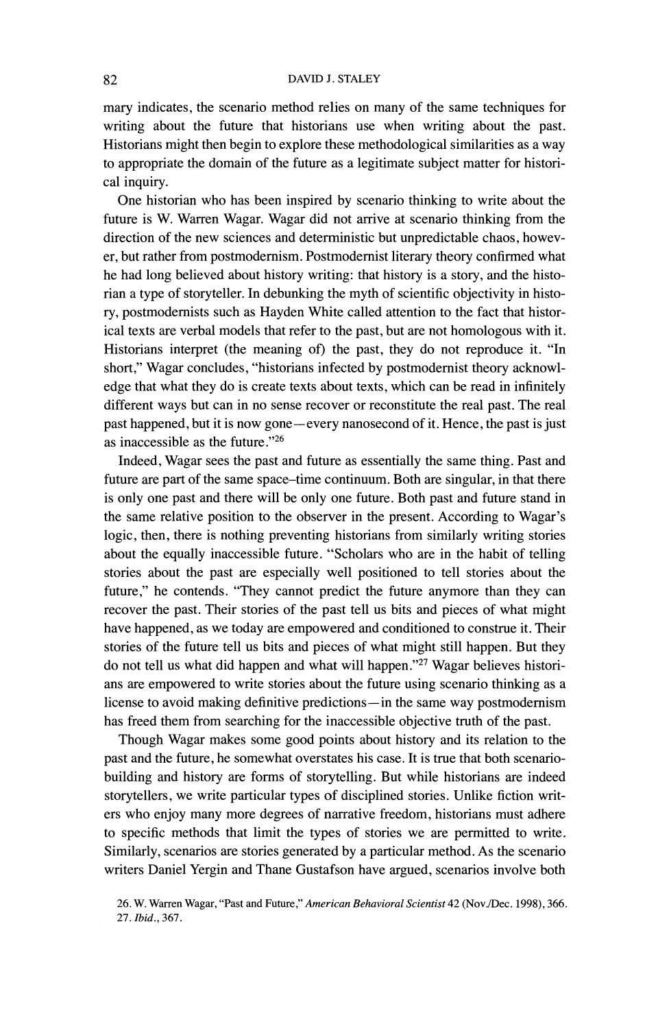mary indicates, the scenario method relies on many of the same techniques for writing about the future that historians use when writing about the past. Historians might then begin to explore these methodological similarities as a way to appropriate the domain of the future as a legitimate subject matter for historical inquiry.

One historian who has been inspired by scenario thinking to write about the future is W. Warren Wagar. Wagar did not arrive at scenario thinking from the direction of the new sciences and deterministic but unpredictable chaos, however, but rather from postmodernism. Postmodernist literary theory confirmed what he had long believed about history writing: that history is a story, and the historian a type of storyteller. In debunking the myth of scientific objectivity in history, postmodernists such as Hayden White called attention to the fact that historical texts are verbal models that refer to the past, but are not homologous with it. Historians interpret (the meaning of) the past, they do not reproduce it. "In short," Wagar concludes, "historians infected by postmodernist theory acknowledge that what they do is create texts about texts, which can be read in infinitely different ways but can in no sense recover or reconstitute the real past. The real past happened, but it is now gone—every nanosecond of it. Hence, the past is just as inaccessible as the future."[26]

Indeed, Wagar sees the past and future as essentially the same thing. Past and future are part of the same space–time continuum. Both are singular, in that there is only one past and there will be only one future. Both past and future stand in the same relative position to the observer in the present. According to Wagar's logic, then, there is nothing preventing historians from similarly writing stories about the equally inaccessible future. "Scholars who are in the habit of telling stories about the past are especially well positioned to tell stories about the future," he contends. "They cannot predict the future anymore than they can recover the past. Their stories of the past tell us bits and pieces of what might have happened, as we today are empowered and conditioned to construe it. Their stories of the future tell us bits and pieces of what might still happen. But they do not tell us what did happen and what will happen."[27] Wagar believes historians are empowered to write stories about the future using scenario thinking as a license to avoid making definitive predictions—in the same way postmodernism has freed them from searching for the inaccessible objective truth of the past.

Though Wagar makes some good points about history and its relation to the past and the future, he somewhat overstates his case. It is true that both scenario-building and history are forms of storytelling. But while historians are indeed storytellers, we write particular types of disciplined stories. Unlike fiction writers who enjoy many more degrees of narrative freedom, historians must adhere to specific methods that limit the types of stories we are permitted to write. Similarly, scenarios are stories generated by a particular method. As the scenario writers Daniel Yergin and Thane Gustafson have argued, scenarios involve both

26. W. Warren Wagar, "Past and Future," *American Behavioral Scientist* 42 (Nov./Dec. 1998), 366.

27. *Ibid.*, 367.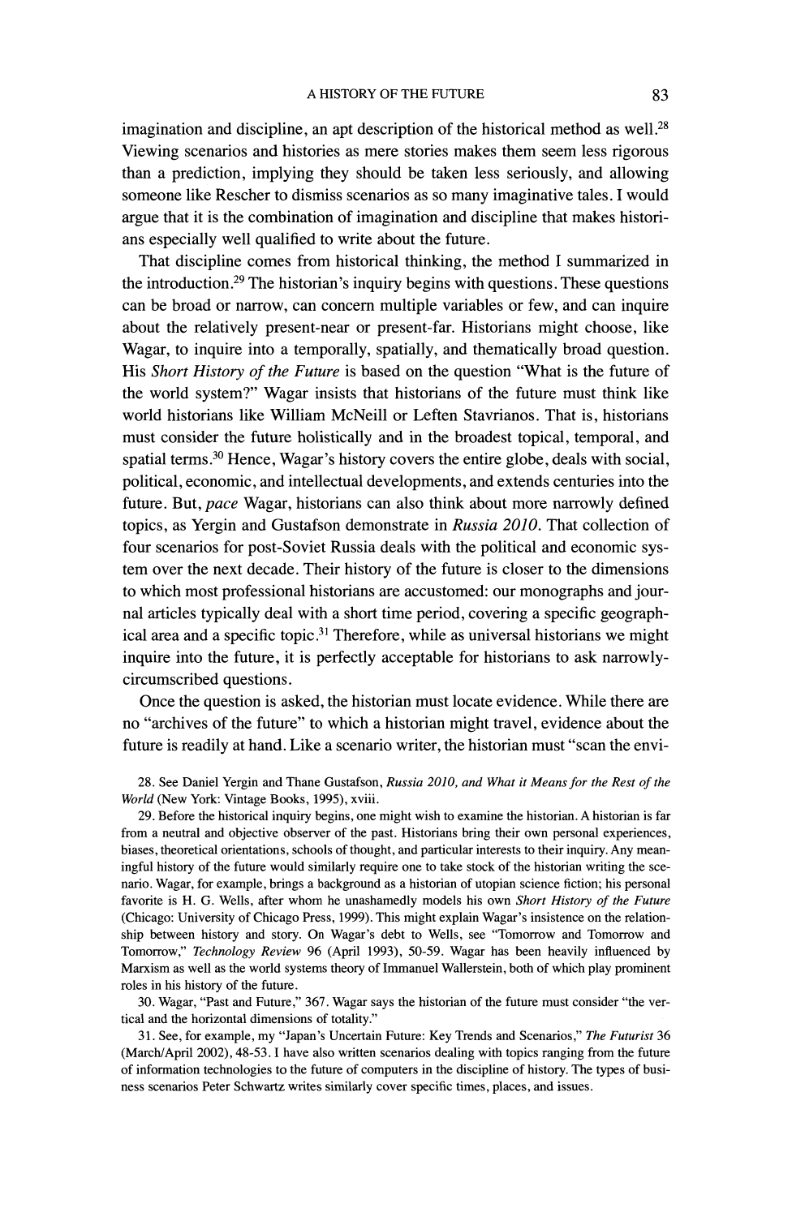imagination and discipline, an apt description of the historical method as well.[28] Viewing scenarios and histories as mere stories makes them seem less rigorous than a prediction, implying they should be taken less seriously, and allowing someone like Rescher to dismiss scenarios as so many imaginative tales. I would argue that it is the combination of imagination and discipline that makes historians especially well qualified to write about the future.

That discipline comes from historical thinking, the method I summarized in the introduction.[29] The historian's inquiry begins with questions. These questions can be broad or narrow, can concern multiple variables or few, and can inquire about the relatively present-near or present-far. Historians might choose, like Wagar, to inquire into a temporally, spatially, and thematically broad question. His *Short History of the Future* is based on the question "What is the future of the world system?" Wagar insists that historians of the future must think like world historians like William McNeill or Leften Stavrianos. That is, historians must consider the future holistically and in the broadest topical, temporal, and spatial terms.[30] Hence, Wagar's history covers the entire globe, deals with social, political, economic, and intellectual developments, and extends centuries into the future. But, *pace* Wagar, historians can also think about more narrowly defined topics, as Yergin and Gustafson demonstrate in *Russia 2010*. That collection of four scenarios for post-Soviet Russia deals with the political and economic system over the next decade. Their history of the future is closer to the dimensions to which most professional historians are accustomed: our monographs and journal articles typically deal with a short time period, covering a specific geographical area and a specific topic.[31] Therefore, while as universal historians we might inquire into the future, it is perfectly acceptable for historians to ask narrowly-circumscribed questions.

Once the question is asked, the historian must locate evidence. While there are no "archives of the future" to which a historian might travel, evidence about the future is readily at hand. Like a scenario writer, the historian must "scan the envi-

28. See Daniel Yergin and Thane Gustafson, *Russia 2010, and What it Means for the Rest of the World* (New York: Vintage Books, 1995), xviii.

29. Before the historical inquiry begins, one might wish to examine the historian. A historian is far from a neutral and objective observer of the past. Historians bring their own personal experiences, biases, theoretical orientations, schools of thought, and particular interests to their inquiry. Any meaningful history of the future would similarly require one to take stock of the historian writing the scenario. Wagar, for example, brings a background as a historian of utopian science fiction; his personal favorite is H. G. Wells, after whom he unashamedly models his own *Short History of the Future* (Chicago: University of Chicago Press, 1999). This might explain Wagar's insistence on the relationship between history and story. On Wagar's debt to Wells, see "Tomorrow and Tomorrow and Tomorrow," *Technology Review* 96 (April 1993), 50-59. Wagar has been heavily influenced by Marxism as well as the world systems theory of Immanuel Wallerstein, both of which play prominent roles in his history of the future.

30. Wagar, "Past and Future," 367. Wagar says the historian of the future must consider "the vertical and the horizontal dimensions of totality."

31. See, for example, my "Japan's Uncertain Future: Key Trends and Scenarios," *The Futurist* 36 (March/April 2002), 48-53. I have also written scenarios dealing with topics ranging from the future of information technologies to the future of computers in the discipline of history. The types of business scenarios Peter Schwartz writes similarly cover specific times, places, and issues.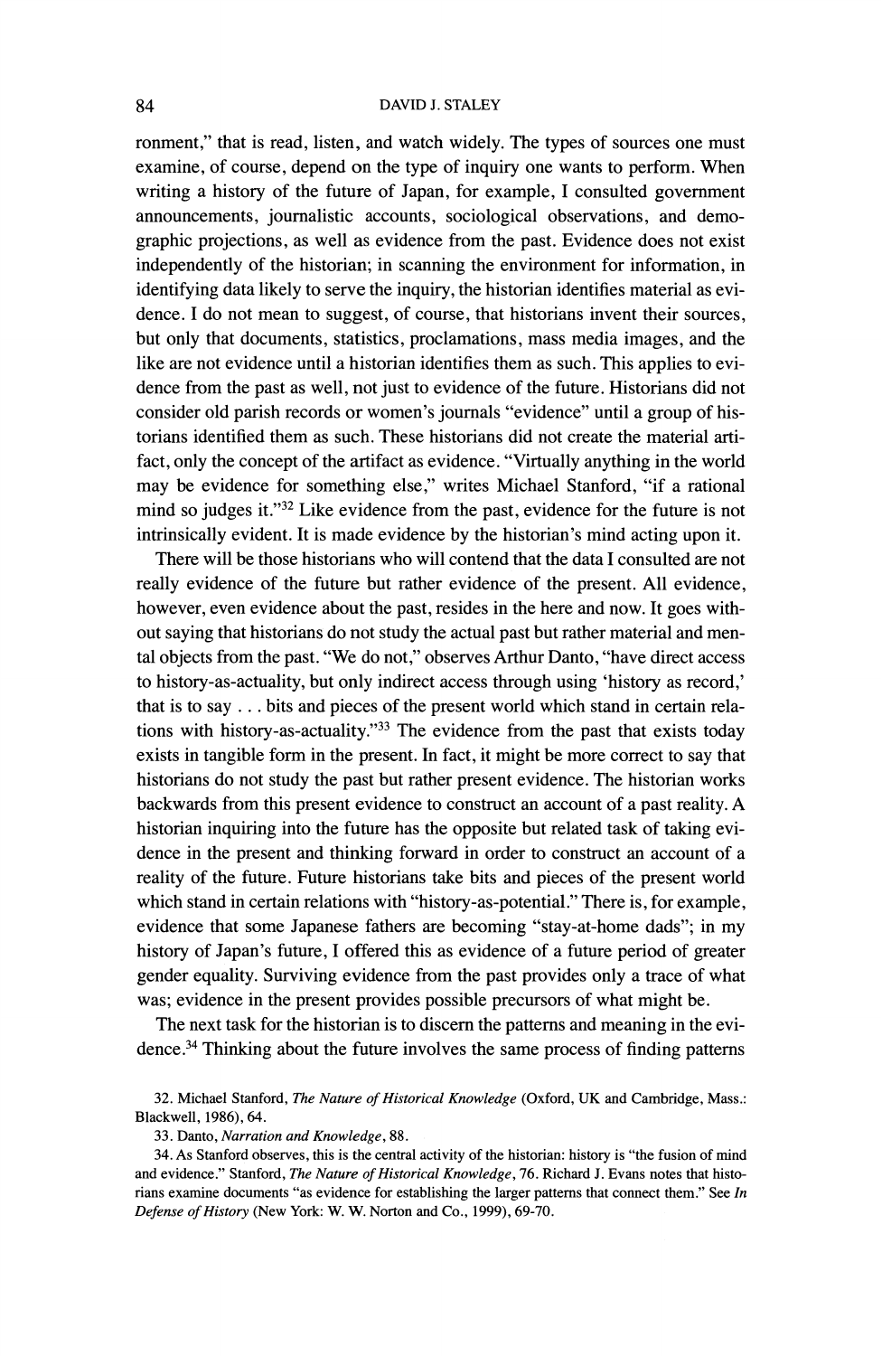ronment," that is read, listen, and watch widely. The types of sources one must examine, of course, depend on the type of inquiry one wants to perform. When writing a history of the future of Japan, for example, I consulted government announcements, journalistic accounts, sociological observations, and demographic projections, as well as evidence from the past. Evidence does not exist independently of the historian; in scanning the environment for information, in identifying data likely to serve the inquiry, the historian identifies material as evidence. I do not mean to suggest, of course, that historians invent their sources, but only that documents, statistics, proclamations, mass media images, and the like are not evidence until a historian identifies them as such. This applies to evidence from the past as well, not just to evidence of the future. Historians did not consider old parish records or women's journals "evidence" until a group of historians identified them as such. These historians did not create the material artifact, only the concept of the artifact as evidence. "Virtually anything in the world may be evidence for something else," writes Michael Stanford, "if a rational mind so judges it."[32] Like evidence from the past, evidence for the future is not intrinsically evident. It is made evidence by the historian's mind acting upon it.

There will be those historians who will contend that the data I consulted are not really evidence of the future but rather evidence of the present. All evidence, however, even evidence about the past, resides in the here and now. It goes without saying that historians do not study the actual past but rather material and mental objects from the past. "We do not," observes Arthur Danto, "have direct access to history-as-actuality, but only indirect access through using 'history as record,' that is to say . . . bits and pieces of the present world which stand in certain relations with history-as-actuality."[33] The evidence from the past that exists today exists in tangible form in the present. In fact, it might be more correct to say that historians do not study the past but rather present evidence. The historian works backwards from this present evidence to construct an account of a past reality. A historian inquiring into the future has the opposite but related task of taking evidence in the present and thinking forward in order to construct an account of a reality of the future. Future historians take bits and pieces of the present world which stand in certain relations with "history-as-potential." There is, for example, evidence that some Japanese fathers are becoming "stay-at-home dads"; in my history of Japan's future, I offered this as evidence of a future period of greater gender equality. Surviving evidence from the past provides only a trace of what was; evidence in the present provides possible precursors of what might be.

The next task for the historian is to discern the patterns and meaning in the evidence.[34] Thinking about the future involves the same process of finding patterns

32. Michael Stanford, *The Nature of Historical Knowledge* (Oxford, UK and Cambridge, Mass.: Blackwell, 1986), 64.

33. Danto, *Narration and Knowledge*, 88.

34. As Stanford observes, this is the central activity of the historian: history is "the fusion of mind and evidence." Stanford, *The Nature of Historical Knowledge*, 76. Richard J. Evans notes that historians examine documents "as evidence for establishing the larger patterns that connect them." See *In Defense of History* (New York: W. W. Norton and Co., 1999), 69-70.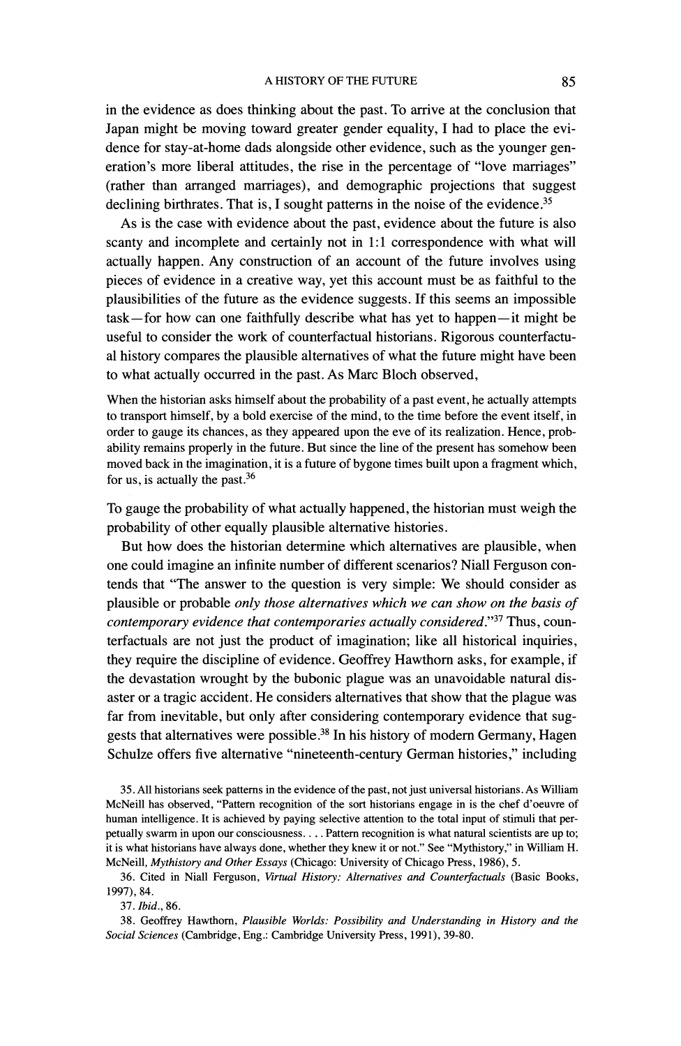in the evidence as does thinking about the past. To arrive at the conclusion that Japan might be moving toward greater gender equality, I had to place the evidence for stay-at-home dads alongside other evidence, such as the younger generation's more liberal attitudes, the rise in the percentage of "love marriages" (rather than arranged marriages), and demographic projections that suggest declining birthrates. That is, I sought patterns in the noise of the evidence.[35]

As is the case with evidence about the past, evidence about the future is also scanty and incomplete and certainly not in 1:1 correspondence with what will actually happen. Any construction of an account of the future involves using pieces of evidence in a creative way, yet this account must be as faithful to the plausibilities of the future as the evidence suggests. If this seems an impossible task—for how can one faithfully describe what has yet to happen—it might be useful to consider the work of counterfactual historians. Rigorous counterfactual history compares the plausible alternatives of what the future might have been to what actually occurred in the past. As Marc Bloch observed,

> When the historian asks himself about the probability of a past event, he actually attempts to transport himself, by a bold exercise of the mind, to the time before the event itself, in order to gauge its chances, as they appeared upon the eve of its realization. Hence, probability remains properly in the future. But since the line of the present has somehow been moved back in the imagination, it is a future of bygone times built upon a fragment which, for us, is actually the past.[36]

To gauge the probability of what actually happened, the historian must weigh the probability of other equally plausible alternative histories.

But how does the historian determine which alternatives are plausible, when one could imagine an infinite number of different scenarios? Niall Ferguson contends that "The answer to the question is very simple: We should consider as plausible or probable *only those alternatives which we can show on the basis of contemporary evidence that contemporaries actually considered*."[37] Thus, counterfactuals are not just the product of imagination; like all historical inquiries, they require the discipline of evidence. Geoffrey Hawthorn asks, for example, if the devastation wrought by the bubonic plague was an unavoidable natural disaster or a tragic accident. He considers alternatives that show that the plague was far from inevitable, but only after considering contemporary evidence that suggests that alternatives were possible.[38] In his history of modern Germany, Hagen Schulze offers five alternative "nineteenth-century German histories," including

35. All historians seek patterns in the evidence of the past, not just universal historians. As William McNeill has observed, "Pattern recognition of the sort historians engage in is the chef d'oeuvre of human intelligence. It is achieved by paying selective attention to the total input of stimuli that perpetually swarm in upon our consciousness. . . . Pattern recognition is what natural scientists are up to; it is what historians have always done, whether they knew it or not." See "Mythistory," in William H. McNeill, *Mythistory and Other Essays* (Chicago: University of Chicago Press, 1986), 5.

36. Cited in Niall Ferguson, *Virtual History: Alternatives and Counterfactuals* (Basic Books, 1997), 84.

37. *Ibid.*, 86.

38. Geoffrey Hawthorn, *Plausible Worlds: Possibility and Understanding in History and the Social Sciences* (Cambridge, Eng.: Cambridge University Press, 1991), 39-80.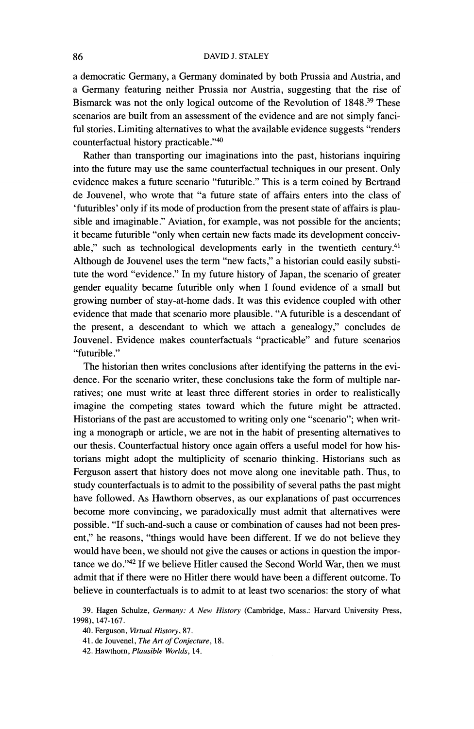a democratic Germany, a Germany dominated by both Prussia and Austria, and a Germany featuring neither Prussia nor Austria, suggesting that the rise of Bismarck was not the only logical outcome of the Revolution of 1848.[39] These scenarios are built from an assessment of the evidence and are not simply fanciful stories. Limiting alternatives to what the available evidence suggests "renders counterfactual history practicable."[40]

Rather than transporting our imaginations into the past, historians inquiring into the future may use the same counterfactual techniques in our present. Only evidence makes a future scenario "futurible." This is a term coined by Bertrand de Jouvenel, who wrote that "a future state of affairs enters into the class of 'futuribles' only if its mode of production from the present state of affairs is plausible and imaginable." Aviation, for example, was not possible for the ancients; it became futurible "only when certain new facts made its development conceivable," such as technological developments early in the twentieth century.[41] Although de Jouvenel uses the term "new facts," a historian could easily substitute the word "evidence." In my future history of Japan, the scenario of greater gender equality became futurible only when I found evidence of a small but growing number of stay-at-home dads. It was this evidence coupled with other evidence that made that scenario more plausible. "A futurible is a descendant of the present, a descendant to which we attach a genealogy," concludes de Jouvenel. Evidence makes counterfactuals "practicable" and future scenarios "futurible."

The historian then writes conclusions after identifying the patterns in the evidence. For the scenario writer, these conclusions take the form of multiple narratives; one must write at least three different stories in order to realistically imagine the competing states toward which the future might be attracted. Historians of the past are accustomed to writing only one "scenario"; when writing a monograph or article, we are not in the habit of presenting alternatives to our thesis. Counterfactual history once again offers a useful model for how historians might adopt the multiplicity of scenario thinking. Historians such as Ferguson assert that history does not move along one inevitable path. Thus, to study counterfactuals is to admit to the possibility of several paths the past might have followed. As Hawthorn observes, as our explanations of past occurrences become more convincing, we paradoxically must admit that alternatives were possible. "If such-and-such a cause or combination of causes had not been present," he reasons, "things would have been different. If we do not believe they would have been, we should not give the causes or actions in question the importance we do."[42] If we believe Hitler caused the Second World War, then we must admit that if there were no Hitler there would have been a different outcome. To believe in counterfactuals is to admit to at least two scenarios: the story of what

39. Hagen Schulze, *Germany: A New History* (Cambridge, Mass.: Harvard University Press, 1998), 147-167.

40. Ferguson, *Virtual History*, 87.

41. de Jouvenel, *The Art of Conjecture*, 18.

42. Hawthorn, *Plausible Worlds*, 14.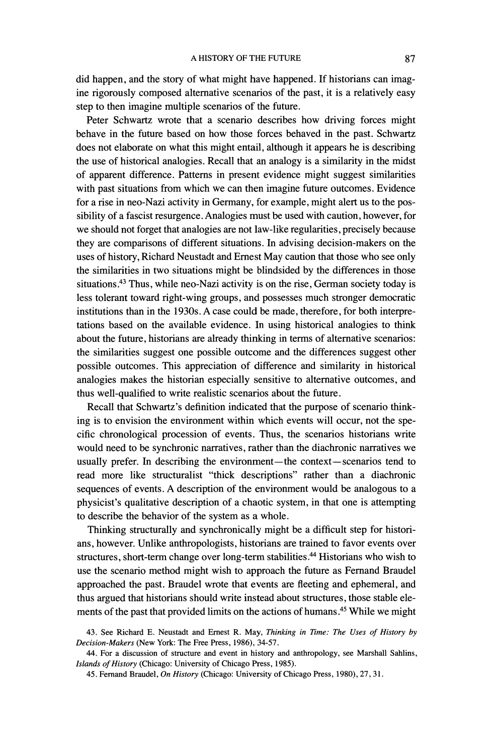did happen, and the story of what might have happened. If historians can imagine rigorously composed alternative scenarios of the past, it is a relatively easy step to then imagine multiple scenarios of the future.

Peter Schwartz wrote that a scenario describes how driving forces might behave in the future based on how those forces behaved in the past. Schwartz does not elaborate on what this might entail, although it appears he is describing the use of historical analogies. Recall that an analogy is a similarity in the midst of apparent difference. Patterns in present evidence might suggest similarities with past situations from which we can then imagine future outcomes. Evidence for a rise in neo-Nazi activity in Germany, for example, might alert us to the possibility of a fascist resurgence. Analogies must be used with caution, however, for we should not forget that analogies are not law-like regularities, precisely because they are comparisons of different situations. In advising decision-makers on the uses of history, Richard Neustadt and Ernest May caution that those who see only the similarities in two situations might be blindsided by the differences in those situations.[43] Thus, while neo-Nazi activity is on the rise, German society today is less tolerant toward right-wing groups, and possesses much stronger democratic institutions than in the 1930s. A case could be made, therefore, for both interpretations based on the available evidence. In using historical analogies to think about the future, historians are already thinking in terms of alternative scenarios: the similarities suggest one possible outcome and the differences suggest other possible outcomes. This appreciation of difference and similarity in historical analogies makes the historian especially sensitive to alternative outcomes, and thus well-qualified to write realistic scenarios about the future.

Recall that Schwartz's definition indicated that the purpose of scenario thinking is to envision the environment within which events will occur, not the specific chronological procession of events. Thus, the scenarios historians write would need to be synchronic narratives, rather than the diachronic narratives we usually prefer. In describing the environment—the context—scenarios tend to read more like structuralist "thick descriptions" rather than a diachronic sequences of events. A description of the environment would be analogous to a physicist's qualitative description of a chaotic system, in that one is attempting to describe the behavior of the system as a whole.

Thinking structurally and synchronically might be a difficult step for historians, however. Unlike anthropologists, historians are trained to favor events over structures, short-term change over long-term stabilities.[44] Historians who wish to use the scenario method might wish to approach the future as Fernand Braudel approached the past. Braudel wrote that events are fleeting and ephemeral, and thus argued that historians should write instead about structures, those stable elements of the past that provided limits on the actions of humans.[45] While we might

43. See Richard E. Neustadt and Ernest R. May, *Thinking in Time: The Uses of History by Decision-Makers* (New York: The Free Press, 1986), 34-57.

44. For a discussion of structure and event in history and anthropology, see Marshall Sahlins, *Islands of History* (Chicago: University of Chicago Press, 1985).

45. Fernand Braudel, *On History* (Chicago: University of Chicago Press, 1980), 27, 31.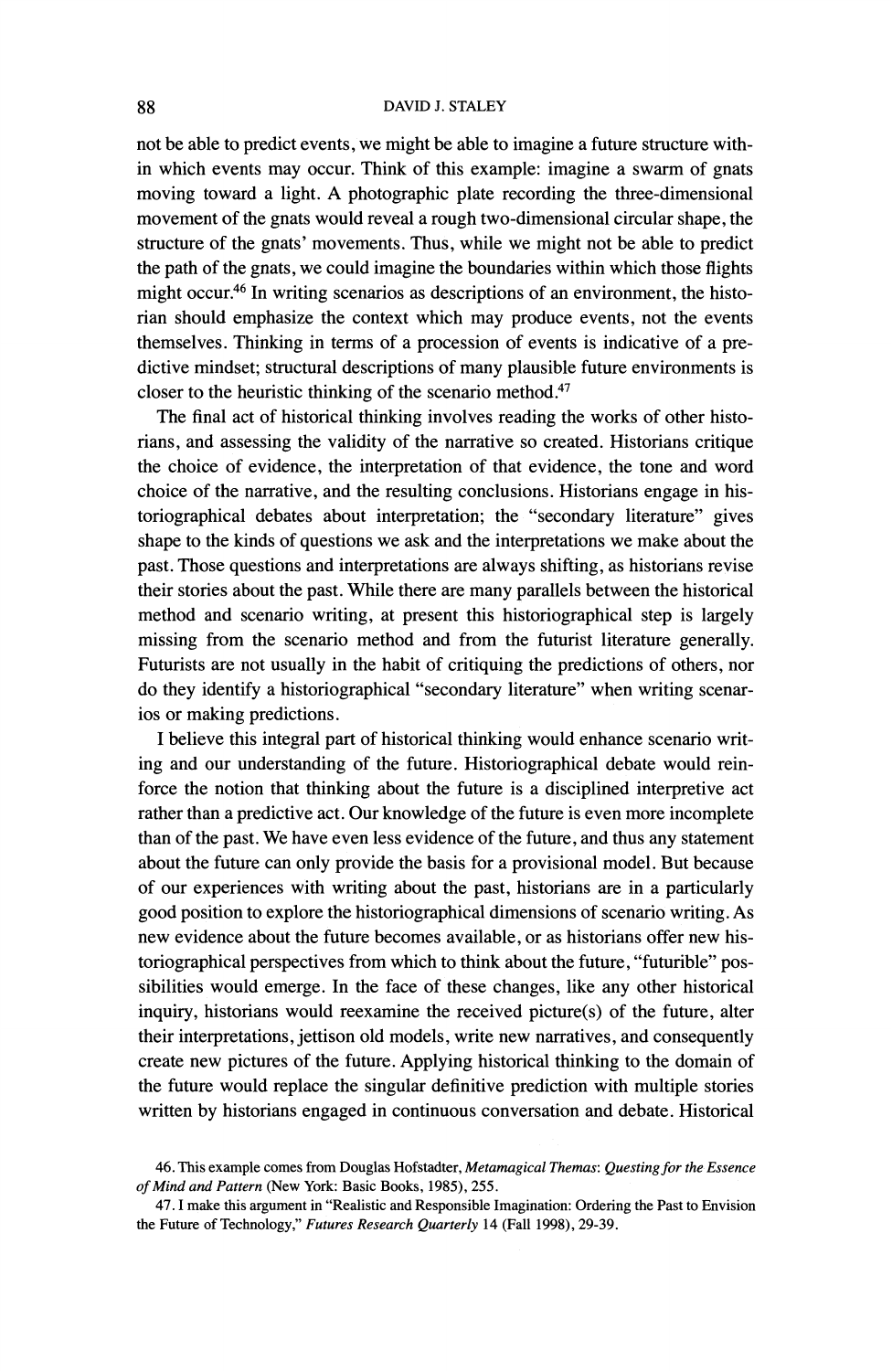not be able to predict events, we might be able to imagine a future structure within which events may occur. Think of this example: imagine a swarm of gnats moving toward a light. A photographic plate recording the three-dimensional movement of the gnats would reveal a rough two-dimensional circular shape, the structure of the gnats' movements. Thus, while we might not be able to predict the path of the gnats, we could imagine the boundaries within which those flights might occur.[46] In writing scenarios as descriptions of an environment, the historian should emphasize the context which may produce events, not the events themselves. Thinking in terms of a procession of events is indicative of a predictive mindset; structural descriptions of many plausible future environments is closer to the heuristic thinking of the scenario method.[47]

The final act of historical thinking involves reading the works of other historians, and assessing the validity of the narrative so created. Historians critique the choice of evidence, the interpretation of that evidence, the tone and word choice of the narrative, and the resulting conclusions. Historians engage in historiographical debates about interpretation; the "secondary literature" gives shape to the kinds of questions we ask and the interpretations we make about the past. Those questions and interpretations are always shifting, as historians revise their stories about the past. While there are many parallels between the historical method and scenario writing, at present this historiographical step is largely missing from the scenario method and from the futurist literature generally. Futurists are not usually in the habit of critiquing the predictions of others, nor do they identify a historiographical "secondary literature" when writing scenarios or making predictions.

I believe this integral part of historical thinking would enhance scenario writing and our understanding of the future. Historiographical debate would reinforce the notion that thinking about the future is a disciplined interpretive act rather than a predictive act. Our knowledge of the future is even more incomplete than of the past. We have even less evidence of the future, and thus any statement about the future can only provide the basis for a provisional model. But because of our experiences with writing about the past, historians are in a particularly good position to explore the historiographical dimensions of scenario writing. As new evidence about the future becomes available, or as historians offer new historiographical perspectives from which to think about the future, "futurible" possibilities would emerge. In the face of these changes, like any other historical inquiry, historians would reexamine the received picture(s) of the future, alter their interpretations, jettison old models, write new narratives, and consequently create new pictures of the future. Applying historical thinking to the domain of the future would replace the singular definitive prediction with multiple stories written by historians engaged in continuous conversation and debate. Historical

46. This example comes from Douglas Hofstadter, *Metamagical Themas: Questing for the Essence of Mind and Pattern* (New York: Basic Books, 1985), 255.

47. I make this argument in "Realistic and Responsible Imagination: Ordering the Past to Envision the Future of Technology," *Futures Research Quarterly* 14 (Fall 1998), 29-39.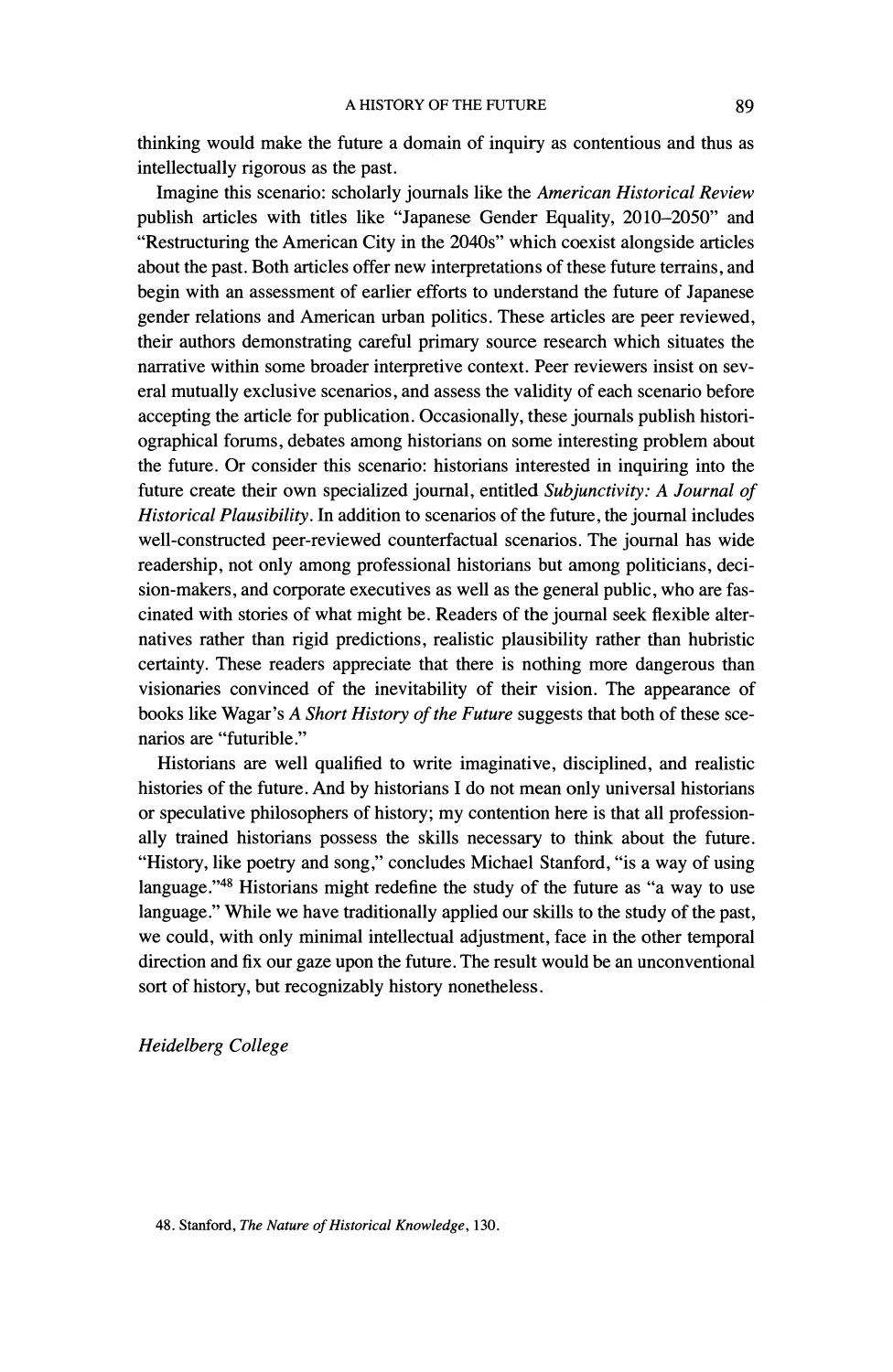thinking would make the future a domain of inquiry as contentious and thus as intellectually rigorous as the past.

Imagine this scenario: scholarly journals like the *American Historical Review* publish articles with titles like "Japanese Gender Equality, 2010–2050" and "Restructuring the American City in the 2040s" which coexist alongside articles about the past. Both articles offer new interpretations of these future terrains, and begin with an assessment of earlier efforts to understand the future of Japanese gender relations and American urban politics. These articles are peer reviewed, their authors demonstrating careful primary source research which situates the narrative within some broader interpretive context. Peer reviewers insist on several mutually exclusive scenarios, and assess the validity of each scenario before accepting the article for publication. Occasionally, these journals publish historiographical forums, debates among historians on some interesting problem about the future. Or consider this scenario: historians interested in inquiring into the future create their own specialized journal, entitled *Subjunctivity: A Journal of Historical Plausibility*. In addition to scenarios of the future, the journal includes well-constructed peer-reviewed counterfactual scenarios. The journal has wide readership, not only among professional historians but among politicians, decision-makers, and corporate executives as well as the general public, who are fascinated with stories of what might be. Readers of the journal seek flexible alternatives rather than rigid predictions, realistic plausibility rather than hubristic certainty. These readers appreciate that there is nothing more dangerous than visionaries convinced of the inevitability of their vision. The appearance of books like Wagar's *A Short History of the Future* suggests that both of these scenarios are "futurible."

Historians are well qualified to write imaginative, disciplined, and realistic histories of the future. And by historians I do not mean only universal historians or speculative philosophers of history; my contention here is that all professionally trained historians possess the skills necessary to think about the future. "History, like poetry and song," concludes Michael Stanford, "is a way of using language."[48] Historians might redefine the study of the future as "a way to use language." While we have traditionally applied our skills to the study of the past, we could, with only minimal intellectual adjustment, face in the other temporal direction and fix our gaze upon the future. The result would be an unconventional sort of history, but recognizably history nonetheless.

*Heidelberg College*

48. Stanford, *The Nature of Historical Knowledge*, 130.